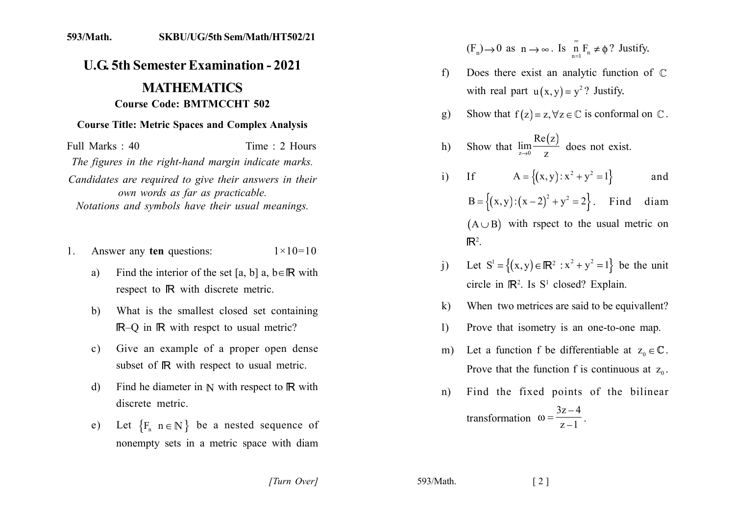593/Math. SKBU/UG/5th Sem/Math/HT502/21

# U.G. 5th Semester Examination - 2021

## MATHEMATICS

### Course Code: BMTMCCHT 502

**Course Title: Metric Spaces and Complex Analysis**

Full Marks : 40 Time : 2 Hours

*The figures in the right-hand margin indicate marks.*

*Candidates are required to give their answers in their own words as far as practicable.*

*Notations and symbols have their usual meanings.*

1. Answer any **ten** questions: $1\times10=10$

   a) Find the interior of the set [a, b] a, b$\in\mathbb{R}$ with respect to $\mathbb{R}$ with discrete metric.

   b) What is the smallest closed set containing $\mathbb{R}$–Q in $\mathbb{R}$ with respct to usual metric?

   c) Give an example of a proper open dense subset of $\mathbb{R}$ with respect to usual metric.

   d) Find he diameter in $\mathbb{N}$ with respect to $\mathbb{R}$ with discrete metric.

   e) Let $\{F_n \; n\in\mathbb{N}\}$ be a nested sequence of nonempty sets in a metric space with diam $(F_n)\to 0$ as $n\to\infty$. Is $\overset{\infty}{\underset{n=1}{\text{n}}} F_n \neq \phi$? Justify.

   f) Does there exist an analytic function of $\mathbb{C}$ with real part $u(x,y)=y^2$? Justify.

   g) Show that $f(z)=z, \forall z\in\mathbb{C}$ is conformal on $\mathbb{C}$.

   h) Show that $\lim\limits_{z\to 0}\dfrac{\text{Re}(z)}{z}$ does not exist.

   i) If $A=\{(x,y): x^2+y^2=1\}$ and $B=\{(x,y):(x-2)^2+y^2=2\}$. Find diam $(A\cup B)$ with rspect to the usual metric on $\mathbb{R}^2$.

   j) Let $S^1=\{(x,y)\in\mathbb{R}^2 : x^2+y^2=1\}$ be the unit circle in $\mathbb{R}^2$. Is $S^1$ closed? Explain.

   k) When two metrices are said to be equivallent?

   l) Prove that isometry is an one-to-one map.

   m) Let a function f be differentiable at $z_0\in\mathbb{C}$. Prove that the function f is continuous at $z_0$.

   n) Find the fixed points of the bilinear transformation $\omega=\dfrac{3z-4}{z-1}$.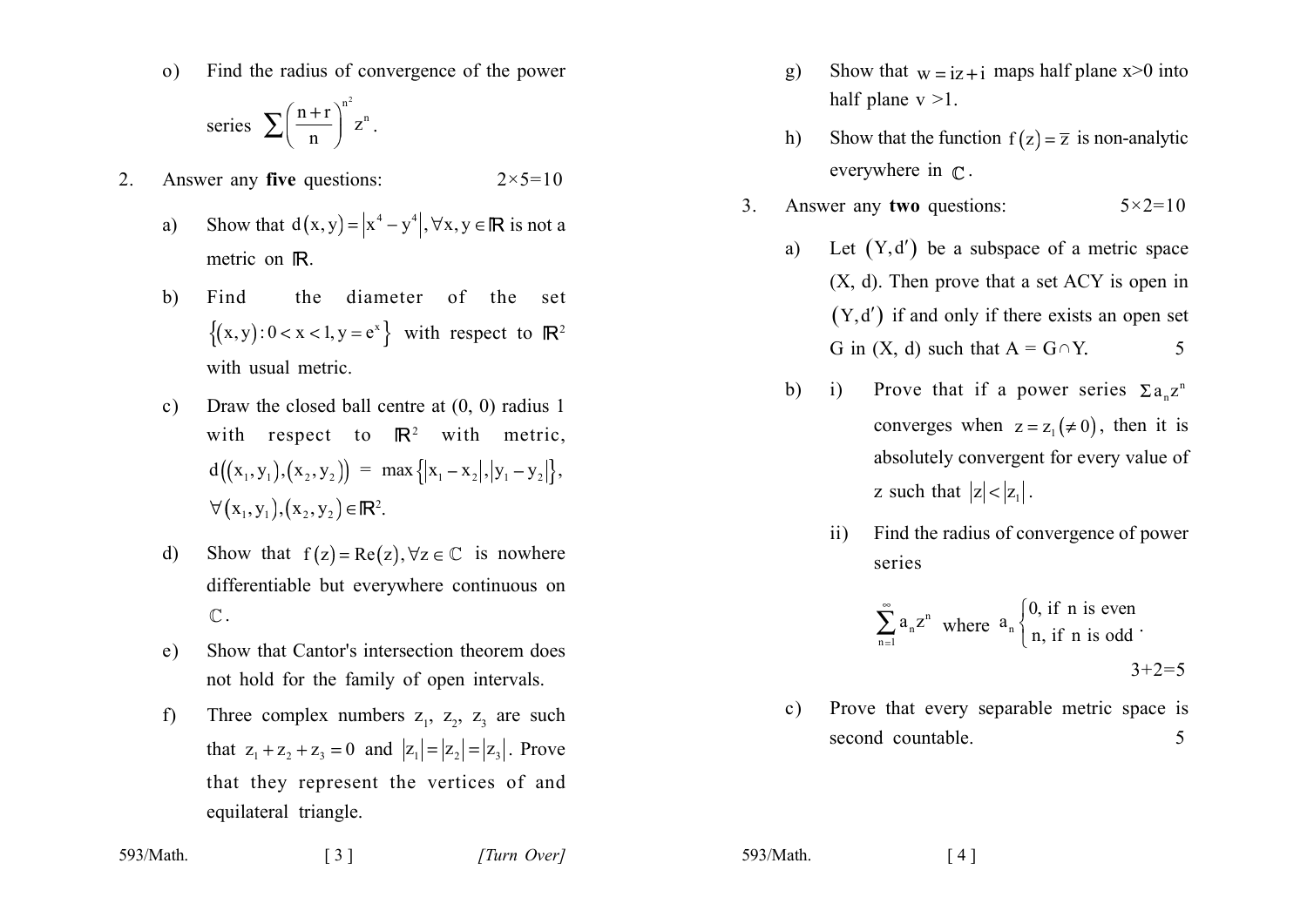o) Find the radius of convergence of the power series $\sum\left(\frac{n+r}{n}\right)^{n^2} z^n$.

2. Answer any **five** questions: 2×5=10

a) Show that $d(x, y)=\left|x^4-y^4\right|, \forall x, y \in \mathbb{R}$ is not a metric on $\mathbb{R}$.

b) Find the diameter of the set $\left\{(x, y): 0<x<1, y=e^x\right\}$ with respect to $\mathbb{R}^2$ with usual metric.

c) Draw the closed ball centre at (0, 0) radius 1 with respect to $\mathbb{R}^2$ with metric, $d\left(\left(x_1, y_1\right),\left(x_2, y_2\right)\right)=\max\left\{\left|x_1-x_2\right|,\left|y_1-y_2\right|\right\}$, $\forall\left(x_1, y_1\right),\left(x_2, y_2\right) \in \mathbb{R}^2$.

d) Show that $f(z)=\operatorname{Re}(z), \forall z \in \mathbb{C}$ is nowhere differentiable but everywhere continuous on $\mathbb{C}$.

e) Show that Cantor's intersection theorem does not hold for the family of open intervals.

f) Three complex numbers $z_1$, $z_2$, $z_3$ are such that $z_1+z_2+z_3=0$ and $\left|z_1\right|=\left|z_2\right|=\left|z_3\right|$. Prove that they represent the vertices of and equilateral triangle.

g) Show that $w=iz+i$ maps half plane x>0 into half plane v >1.

h) Show that the function $f(z)=\bar{z}$ is non-analytic everywhere in $\mathbb{C}$.

3. Answer any **two** questions: 5×2=10

a) Let $(Y, d')$ be a subspace of a metric space (X, d). Then prove that a set ACY is open in $(Y, d')$ if and only if there exists an open set G in (X, d) such that A = G∩Y. 5

b) i) Prove that if a power series $\Sigma a_n z^n$ converges when $z=z_1(\neq 0)$, then it is absolutely convergent for every value of z such that $|z|<\left|z_1\right|$.

ii) Find the radius of convergence of power series

$$\sum_{n=1}^{\infty} a_n z^n \text{ where } a_n \begin{cases}0, \text{ if } n \text{ is even} \\ n, \text{ if } n \text{ is odd}\end{cases}.$$

3+2=5

c) Prove that every separable metric space is second countable. 5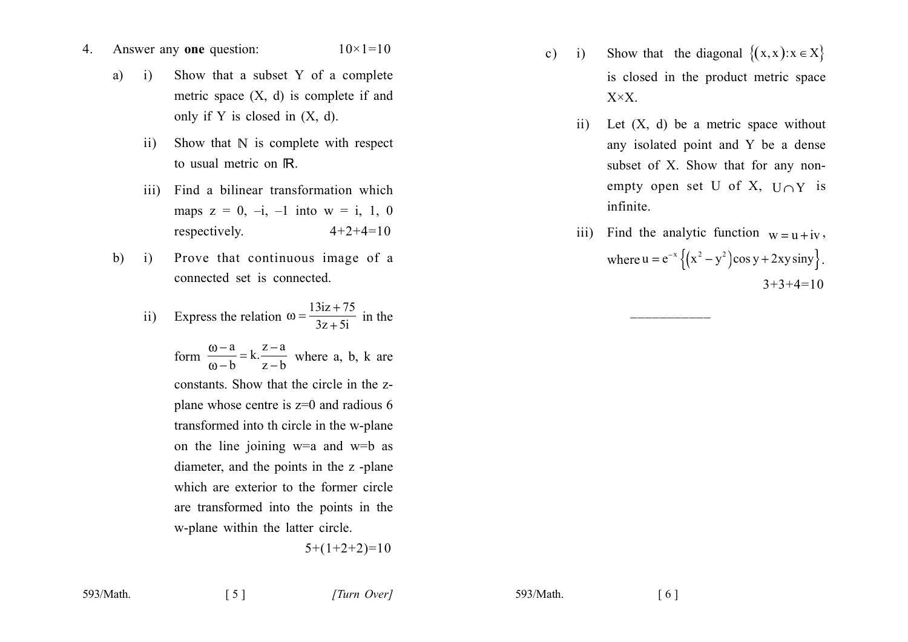4. Answer any **one** question: $10 \times 1 = 10$

a) i) Show that a subset Y of a complete metric space (X, d) is complete if and only if Y is closed in (X, d).

ii) Show that $\mathbb{N}$ is complete with respect to usual metric on $\mathbb{R}$.

iii) Find a bilinear transformation which maps $z = 0, -i, -1$ into $w = i, 1, 0$ respectively. $4+2+4=10$

b) i) Prove that continuous image of a connected set is connected.

ii) Express the relation $\omega = \dfrac{13iz + 75}{3z + 5i}$ in the form $\dfrac{\omega - a}{\omega - b} = k.\dfrac{z - a}{z - b}$ where a, b, k are constants. Show that the circle in the z-plane whose centre is z=0 and radious 6 transformed into th circle in the w-plane on the line joining w=a and w=b as diameter, and the points in the z -plane which are exterior to the former circle are transformed into the points in the w-plane within the latter circle. $5+(1+2+2)=10$

c) i) Show that the diagonal $\{(x, x) : x \in X\}$ is closed in the product metric space X×X.

ii) Let (X, d) be a metric space without any isolated point and Y be a dense subset of X. Show that for any non-empty open set U of X, $U \cap Y$ is infinite.

iii) Find the analytic function $w = u + iv$, where $u = e^{-x}\left\{\left(x^2 - y^2\right)\cos y + 2xy \sin y\right\}$. $3+3+4=10$

——————